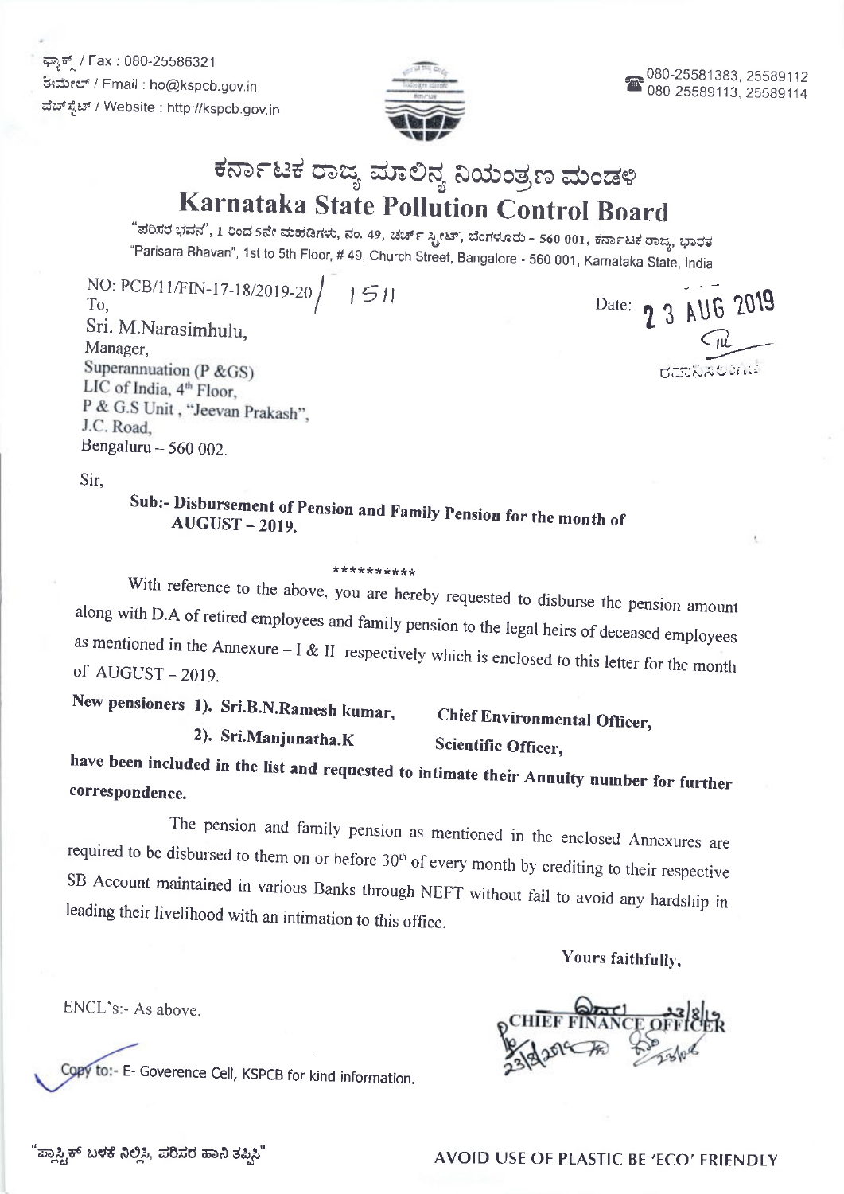ಫ್ಯಾಕ್ಸ್ / Fax : 080-25586321
ಈಮೇಲ್ / Email : ho@kspcb.gov.in
ವೆಬ್‌ಸೈಟ್ / Website : http://kspcb.gov.in

080-25581383, 25589112
080-25589113, 25589114

# ಕರ್ನಾಟಕ ರಾಜ್ಯ ಮಾಲಿನ್ಯ ನಿಯಂತ್ರಣ ಮಂಡಳಿ
# Karnataka State Pollution Control Board

"ಪರಿಸರ ಭವನ", 1 ರಿಂದ 5ನೇ ಮಹಡಿಗಳು, ನಂ. 49, ಚರ್ಚ್ ಸ್ಟ್ರೀಟ್, ಬೆಂಗಳೂರು - 560 001, ಕರ್ನಾಟಕ ರಾಜ್ಯ, ಭಾರತ
"Parisara Bhavan", 1st to 5th Floor, # 49, Church Street, Bangalore - 560 001, Karnataka State, India

NO: PCB/11/FIN-17-18/2019-20 / 1511

Date: 23 AUG 2019

To,
Sri. M.Narasimhulu,
Manager,
Superannuation (P &GS)
LIC of India, 4th Floor,
P & G.S Unit , "Jeevan Prakash",
J.C. Road,
Bengaluru – 560 002.

Sir,

**Sub:- Disbursement of Pension and Family Pension for the month of AUGUST – 2019.**

**********

With reference to the above, you are hereby requested to disburse the pension amount along with D.A of retired employees and family pension to the legal heirs of deceased employees as mentioned in the Annexure – I & II respectively which is enclosed to this letter for the month of AUGUST – 2019.

**New pensioners 1). Sri.B.N.Ramesh kumar, Chief Environmental Officer,**
**2). Sri.Manjunatha.K Scientific Officer,**
**have been included in the list and requested to intimate their Annuity number for further correspondence.**

The pension and family pension as mentioned in the enclosed Annexures are required to be disbursed to them on or before 30th of every month by crediting to their respective SB Account maintained in various Banks through NEFT without fail to avoid any hardship in leading their livelihood with an intimation to this office.

Yours faithfully,

CHIEF FINANCE OFFICER

ENCL's:- As above.

Copy to:- E- Goverence Cell, KSPCB for kind information.

"ಪ್ಲಾಸ್ಟಿಕ್ ಬಳಕೆ ನಿಲ್ಲಿಸಿ, ಪರಿಸರ ಹಾನಿ ತಪ್ಪಿಸಿ"

AVOID USE OF PLASTIC BE 'ECO' FRIENDLY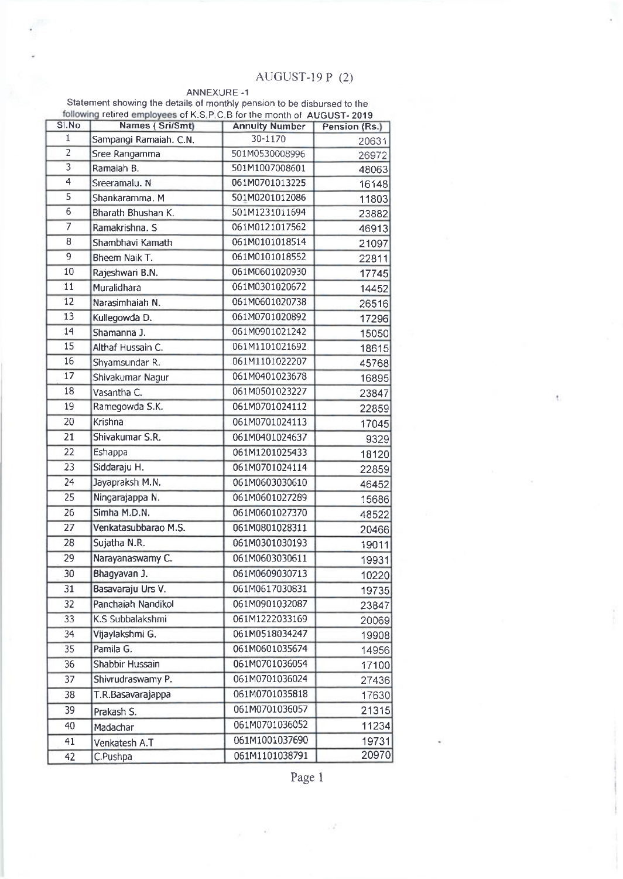# AUGUST-19 P (2)

ANNEXURE -1

Statement showing the details of monthly pension to be disbursed to the following retired employees of K.S.P.C.B for the month of **AUGUST- 2019**

| Sl.No | Names ( Sri/Smt) | Annuity Number | Pension (Rs.) |
|---|---|---|---|
| 1 | Sampangi Ramaiah. C.N. | 30-1170 | 20631 |
| 2 | Sree Rangamma | 501M0530008996 | 26972 |
| 3 | Ramaiah B. | 501M1007008601 | 48063 |
| 4 | Sreeramalu. N | 061M0701013225 | 16148 |
| 5 | Shankaramma. M | 501M0201012086 | 11803 |
| 6 | Bharath Bhushan K. | 501M1231011694 | 23882 |
| 7 | Ramakrishna. S | 061M0121017562 | 46913 |
| 8 | Shambhavi Kamath | 061M0101018514 | 21097 |
| 9 | Bheem Naik T. | 061M0101018552 | 22811 |
| 10 | Rajeshwari B.N. | 061M0601020930 | 17745 |
| 11 | Muralidhara | 061M0301020672 | 14452 |
| 12 | Narasimhaiah N. | 061M0601020738 | 26516 |
| 13 | Kullegowda D. | 061M0701020892 | 17296 |
| 14 | Shamanna J. | 061M0901021242 | 15050 |
| 15 | Althaf Hussain C. | 061M1101021692 | 18615 |
| 16 | Shyamsundar R. | 061M1101022207 | 45768 |
| 17 | Shivakumar Nagur | 061M0401023678 | 16895 |
| 18 | Vasantha C. | 061M0501023227 | 23847 |
| 19 | Ramegowda S.K. | 061M0701024112 | 22859 |
| 20 | Krishna | 061M0701024113 | 17045 |
| 21 | Shivakumar S.R. | 061M0401024637 | 9329 |
| 22 | Eshappa | 061M1201025433 | 18120 |
| 23 | Siddaraju H. | 061M0701024114 | 22859 |
| 24 | Jayapraksh M.N. | 061M0603030610 | 46452 |
| 25 | Ningarajappa N. | 061M0601027289 | 15686 |
| 26 | Simha M.D.N. | 061M0601027370 | 48522 |
| 27 | Venkatasubbarao M.S. | 061M0801028311 | 20466 |
| 28 | Sujatha N.R. | 061M0301030193 | 19011 |
| 29 | Narayanaswamy C. | 061M0603030611 | 19931 |
| 30 | Bhagyavan J. | 061M0609030713 | 10220 |
| 31 | Basavaraju Urs V. | 061M0617030831 | 19735 |
| 32 | Panchaiah Nandikol | 061M0901032087 | 23847 |
| 33 | K.S Subbalakshmi | 061M1222033169 | 20069 |
| 34 | Vijaylakshmi G. | 061M0518034247 | 19908 |
| 35 | Pamila G. | 061M0601035674 | 14956 |
| 36 | Shabbir Hussain | 061M0701036054 | 17100 |
| 37 | Shivrudraswamy P. | 061M0701036024 | 27436 |
| 38 | T.R.Basavarajappa | 061M0701035818 | 17630 |
| 39 | Prakash S. | 061M0701036057 | 21315 |
| 40 | Madachar | 061M0701036052 | 11234 |
| 41 | Venkatesh A.T | 061M1001037690 | 19731 |
| 42 | C.Pushpa | 061M1101038791 | 20970 |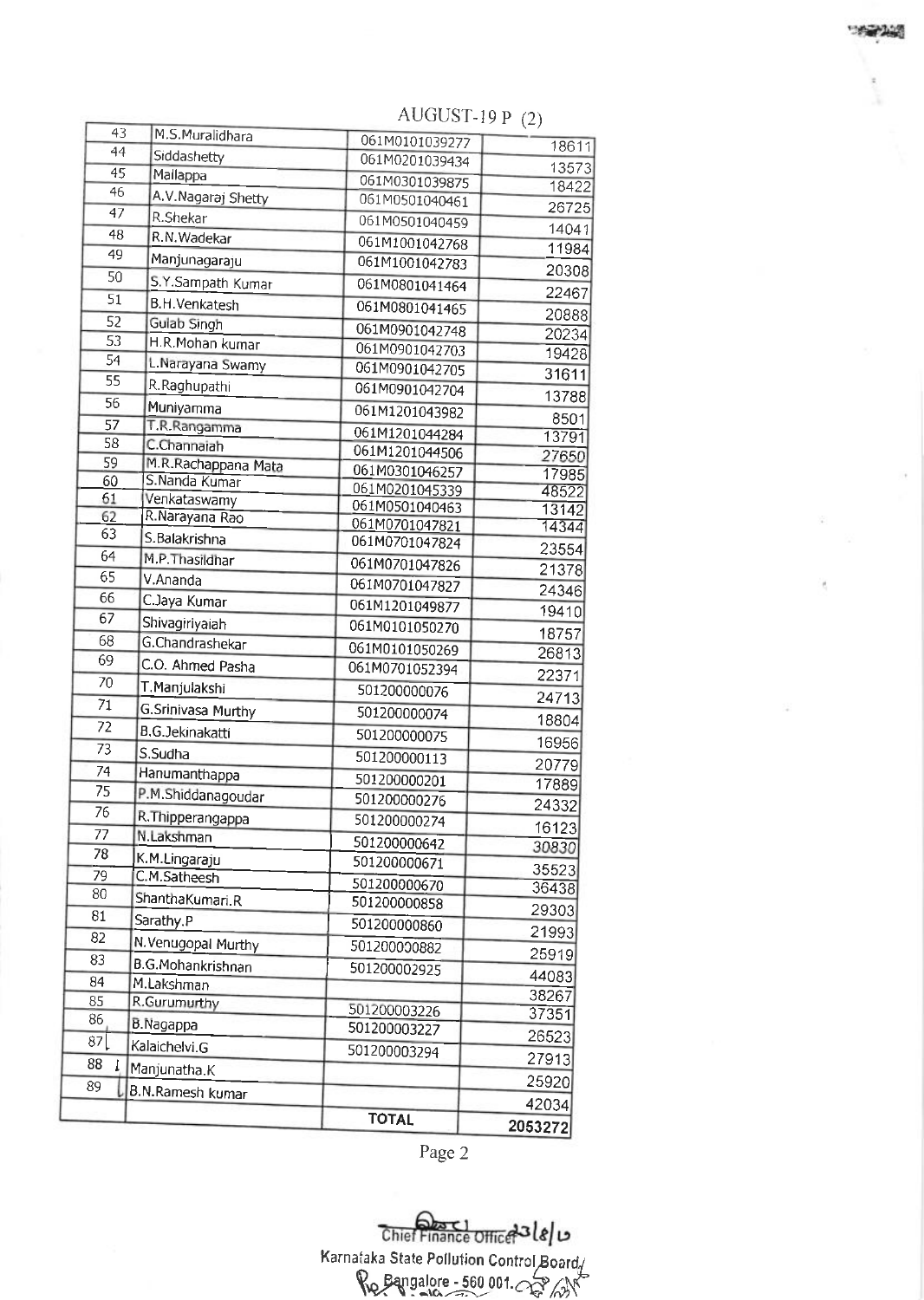AUGUST-19 P (2)

| | | | |
|---|---|---|---|
| 43 | M.S.Muralidhara | 061M0101039277 | 18611 |
| 44 | Siddashetty | 061M0201039434 | 13573 |
| 45 | Mallappa | 061M0301039875 | 18422 |
| 46 | A.V.Nagaraj Shetty | 061M0501040461 | 26725 |
| 47 | R.Shekar | 061M0501040459 | 14041 |
| 48 | R.N.Wadekar | 061M1001042768 | 11984 |
| 49 | Manjunagaraju | 061M1001042783 | 20308 |
| 50 | S.Y.Sampath Kumar | 061M0801041464 | 22467 |
| 51 | B.H.Venkatesh | 061M0801041465 | 20888 |
| 52 | Gulab Singh | 061M0901042748 | 20234 |
| 53 | H.R.Mohan kumar | 061M0901042703 | 19428 |
| 54 | L.Narayana Swamy | 061M0901042705 | 31611 |
| 55 | R.Raghupathi | 061M0901042704 | 13788 |
| 56 | Muniyamma | 061M1201043982 | 8501 |
| 57 | T.R.Rangamma | 061M1201044284 | 13791 |
| 58 | C.Channaiah | 061M1201044506 | 27650 |
| 59 | M.R.Rachappana Mata | 061M0301046257 | 17985 |
| 60 | S.Nanda Kumar | 061M0201045339 | 48522 |
| 61 | Venkataswamy | 061M0501040463 | 13142 |
| 62 | R.Narayana Rao | 061M0701047821 | 14344 |
| 63 | S.Balakrishna | 061M0701047824 | 23554 |
| 64 | M.P.Thasildhar | 061M0701047826 | 21378 |
| 65 | V.Ananda | 061M0701047827 | 24346 |
| 66 | C.Jaya Kumar | 061M1201049877 | 19410 |
| 67 | Shivagiriyaiah | 061M0101050270 | 18757 |
| 68 | G.Chandrashekar | 061M0101050269 | 26813 |
| 69 | C.O. Ahmed Pasha | 061M0701052394 | 22371 |
| 70 | T.Manjulakshi | 501200000076 | 24713 |
| 71 | G.Srinivasa Murthy | 501200000074 | 18804 |
| 72 | B.G.Jekinakatti | 501200000075 | 16956 |
| 73 | S.Sudha | 501200000113 | 20779 |
| 74 | Hanumanthappa | 501200000201 | 17889 |
| 75 | P.M.Shiddanagoudar | 501200000276 | 24332 |
| 76 | R.Thipperangappa | 501200000274 | 16123 |
| 77 | N.Lakshman | 501200000642 | 30830 |
| 78 | K.M.Lingaraju | 501200000671 | 35523 |
| 79 | C.M.Satheesh | 501200000670 | 36438 |
| 80 | ShanthaKumari.R | 501200000858 | 29303 |
| 81 | Sarathy.P | 501200000860 | 21993 |
| 82 | N.Venugopal Murthy | 501200000882 | 25919 |
| 83 | B.G.Mohankrishnan | 501200002925 | 44083 |
| 84 | M.Lakshman | | 38267 |
| 85 | R.Gurumurthy | 501200003226 | 37351 |
| 86 | B.Nagappa | 501200003227 | 26523 |
| 87 | Kalaichelvi.G | 501200003294 | 27913 |
| 88 | Manjunatha.K | | 25920 |
| 89 | B.N.Ramesh kumar | | 42034 |
| | | **TOTAL** | **2053272** |

Chief Finance Officer 23/8/19
Karnataka State Pollution Control Board,
Bangalore - 560 001.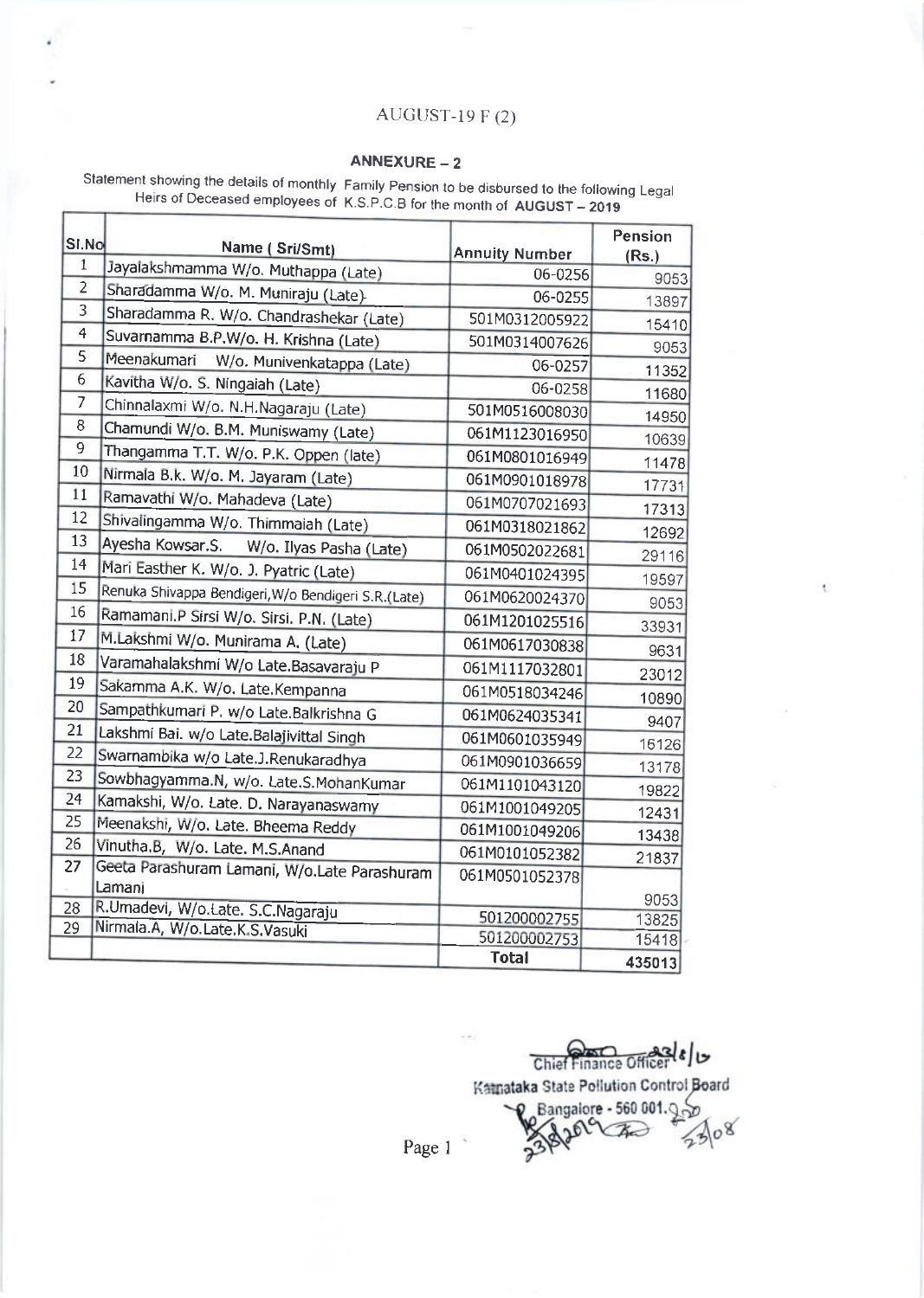AUGUST-19 F (2)

## ANNEXURE – 2

Statement showing the details of monthly Family Pension to be disbursed to the following Legal Heirs of Deceased employees of K.S.P.C.B for the month of **AUGUST – 2019**

| Sl.No | Name ( Sri/Smt) | Annuity Number | Pension (Rs.) |
|---|---|---|---|
| 1 | Jayalakshmamma W/o. Muthappa (Late) | 06-0256 | 9053 |
| 2 | Sharadamma W/o. M. Muniraju (Late) | 06-0255 | 13897 |
| 3 | Sharadamma R. W/o. Chandrashekar (Late) | 501M0312005922 | 15410 |
| 4 | Suvarnamma B.P.W/o. H. Krishna (Late) | 501M0314007626 | 9053 |
| 5 | Meenakumari W/o. Munivenkatappa (Late) | 06-0257 | 11352 |
| 6 | Kavitha W/o. S. Ningaiah (Late) | 06-0258 | 11680 |
| 7 | Chinnalaxmi W/o. N.H.Nagaraju (Late) | 501M0516008030 | 14950 |
| 8 | Chamundi W/o. B.M. Muniswamy (Late) | 061M1123016950 | 10639 |
| 9 | Thangamma T.T. W/o. P.K. Oppen (late) | 061M0801016949 | 11478 |
| 10 | Nirmala B.k. W/o. M. Jayaram (Late) | 061M0901018978 | 17731 |
| 11 | Ramavathi W/o. Mahadeva (Late) | 061M0707021693 | 17313 |
| 12 | Shivalingamma W/o. Thimmaiah (Late) | 061M0318021862 | 12692 |
| 13 | Ayesha Kowsar.S. W/o. Ilyas Pasha (Late) | 061M0502022681 | 29116 |
| 14 | Mari Easther K. W/o. J. Pyatric (Late) | 061M0401024395 | 19597 |
| 15 | Renuka Shivappa Bendigeri,W/o Bendigeri S.R.(Late) | 061M0620024370 | 9053 |
| 16 | Ramamani.P Sirsi W/o. Sirsi. P.N. (Late) | 061M1201025516 | 33931 |
| 17 | M.Lakshmi W/o. Munirama A. (Late) | 061M0617030838 | 9631 |
| 18 | Varamahalakshmi W/o Late.Basavaraju P | 061M1117032801 | 23012 |
| 19 | Sakamma A.K. W/o. Late.Kempanna | 061M0518034246 | 10890 |
| 20 | Sampathkumari P. w/o Late.Balkrishna G | 061M0624035341 | 9407 |
| 21 | Lakshmi Bai. w/o Late.Balajivittal Singh | 061M0601035949 | 16126 |
| 22 | Swarnambika w/o Late.J.Renukaradhya | 061M0901036659 | 13178 |
| 23 | Sowbhagyamma.N, w/o. Late.S.MohanKumar | 061M1101043120 | 19822 |
| 24 | Kamakshi, W/o. Late. D. Narayanaswamy | 061M1001049205 | 12431 |
| 25 | Meenakshi, W/o. Late. Bheema Reddy | 061M1001049206 | 13438 |
| 26 | Vinutha.B, W/o. Late. M.S.Anand | 061M0101052382 | 21837 |
| 27 | Geeta Parashuram Lamani, W/o.Late Parashuram Lamani | 061M0501052378 | 9053 |
| 28 | R.Umadevi, W/o.Late. S.C.Nagaraju | 501200002755 | 13825 |
| 29 | Nirmala.A, W/o.Late.K.S.Vasuki | 501200002753 | 15418 |
| | | **Total** | **435013** |

Chief Finance Officer
Karnataka State Pollution Control Board
Bangalore - 560 001.